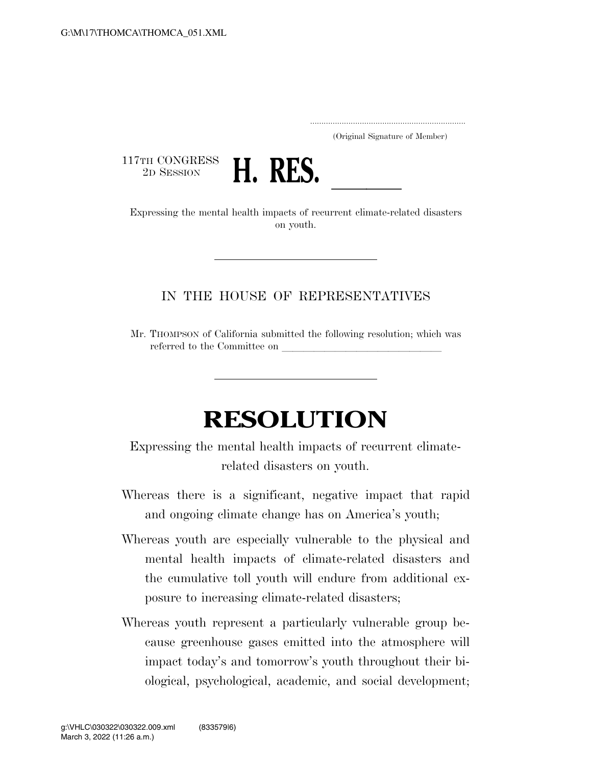(Original Signature of Member)

117TH CONGRESS
2D SESSION

# H. RES. ______

Expressing the mental health impacts of recurrent climate-related disasters on youth.

---

IN THE HOUSE OF REPRESENTATIVES

Mr. THOMPSON of California submitted the following resolution; which was referred to the Committee on ______________________________

---

# RESOLUTION

Expressing the mental health impacts of recurrent climate-related disasters on youth.

Whereas there is a significant, negative impact that rapid and ongoing climate change has on America's youth;

Whereas youth are especially vulnerable to the physical and mental health impacts of climate-related disasters and the cumulative toll youth will endure from additional exposure to increasing climate-related disasters;

Whereas youth represent a particularly vulnerable group because greenhouse gases emitted into the atmosphere will impact today's and tomorrow's youth throughout their biological, psychological, academic, and social development;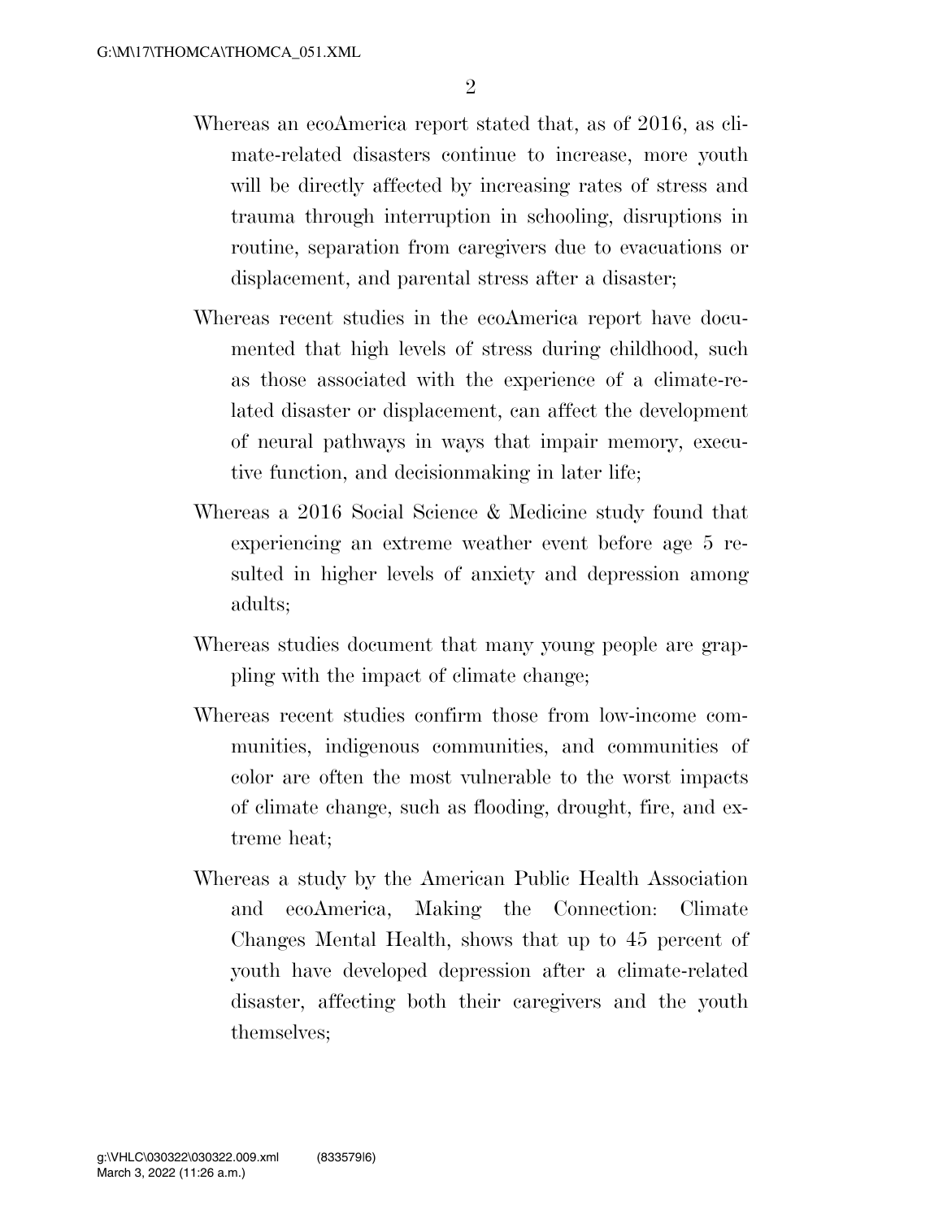Whereas an ecoAmerica report stated that, as of 2016, as climate-related disasters continue to increase, more youth will be directly affected by increasing rates of stress and trauma through interruption in schooling, disruptions in routine, separation from caregivers due to evacuations or displacement, and parental stress after a disaster;

Whereas recent studies in the ecoAmerica report have documented that high levels of stress during childhood, such as those associated with the experience of a climate-related disaster or displacement, can affect the development of neural pathways in ways that impair memory, executive function, and decisionmaking in later life;

Whereas a 2016 Social Science & Medicine study found that experiencing an extreme weather event before age 5 resulted in higher levels of anxiety and depression among adults;

Whereas studies document that many young people are grappling with the impact of climate change;

Whereas recent studies confirm those from low-income communities, indigenous communities, and communities of color are often the most vulnerable to the worst impacts of climate change, such as flooding, drought, fire, and extreme heat;

Whereas a study by the American Public Health Association and ecoAmerica, Making the Connection: Climate Changes Mental Health, shows that up to 45 percent of youth have developed depression after a climate-related disaster, affecting both their caregivers and the youth themselves;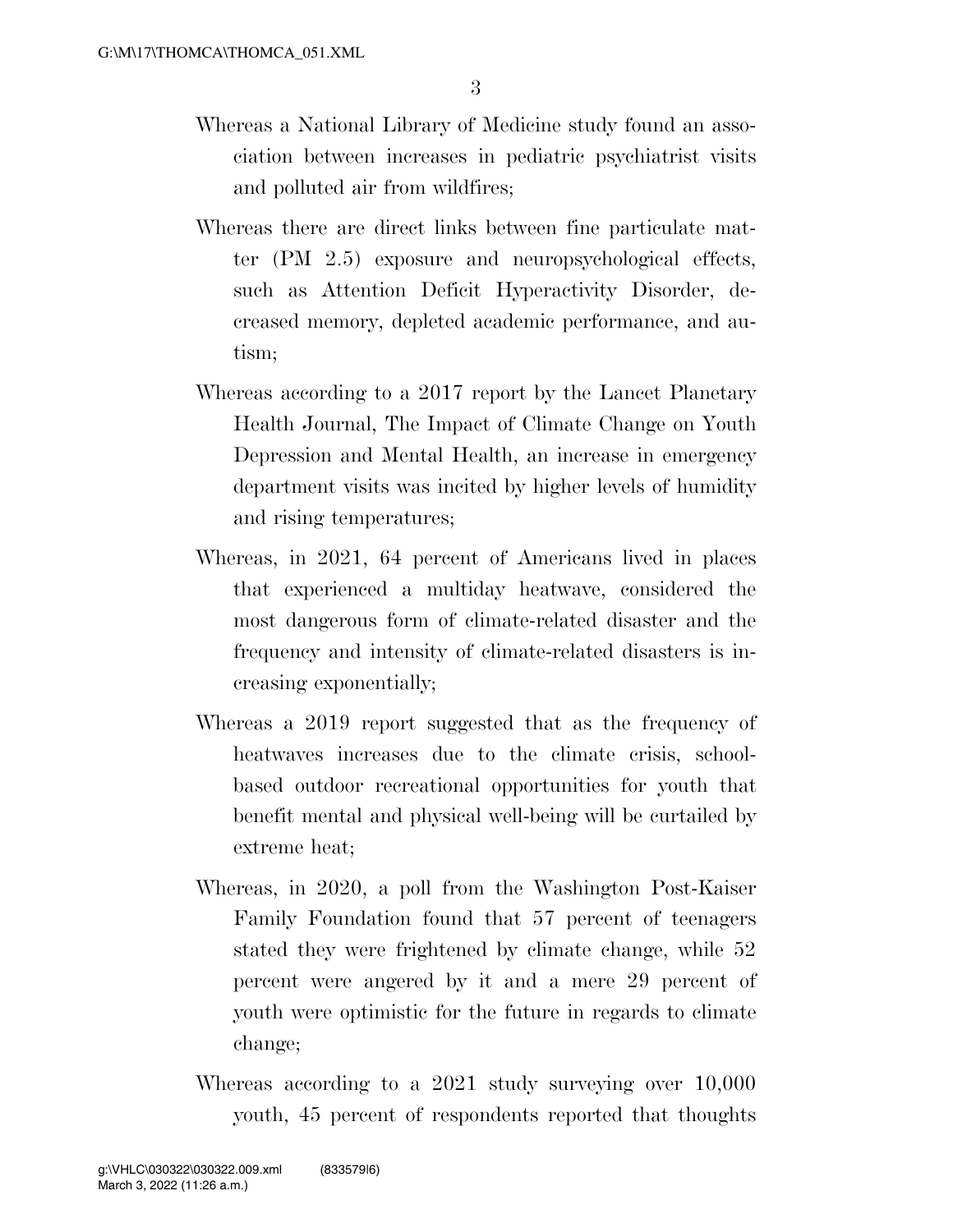Whereas a National Library of Medicine study found an association between increases in pediatric psychiatrist visits and polluted air from wildfires;

Whereas there are direct links between fine particulate matter (PM 2.5) exposure and neuropsychological effects, such as Attention Deficit Hyperactivity Disorder, decreased memory, depleted academic performance, and autism;

Whereas according to a 2017 report by the Lancet Planetary Health Journal, The Impact of Climate Change on Youth Depression and Mental Health, an increase in emergency department visits was incited by higher levels of humidity and rising temperatures;

Whereas, in 2021, 64 percent of Americans lived in places that experienced a multiday heatwave, considered the most dangerous form of climate-related disaster and the frequency and intensity of climate-related disasters is increasing exponentially;

Whereas a 2019 report suggested that as the frequency of heatwaves increases due to the climate crisis, school-based outdoor recreational opportunities for youth that benefit mental and physical well-being will be curtailed by extreme heat;

Whereas, in 2020, a poll from the Washington Post-Kaiser Family Foundation found that 57 percent of teenagers stated they were frightened by climate change, while 52 percent were angered by it and a mere 29 percent of youth were optimistic for the future in regards to climate change;

Whereas according to a 2021 study surveying over 10,000 youth, 45 percent of respondents reported that thoughts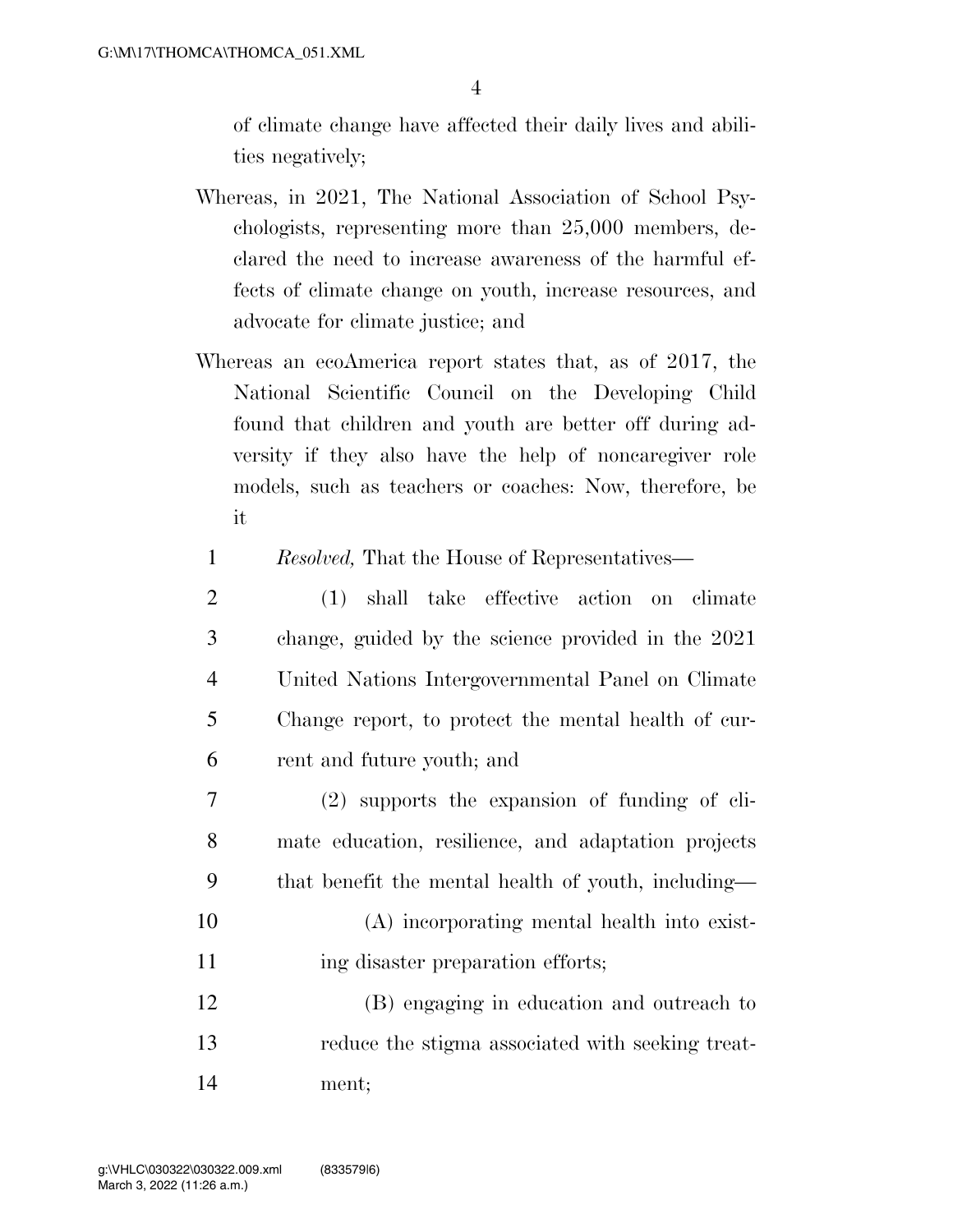of climate change have affected their daily lives and abilities negatively;

Whereas, in 2021, The National Association of School Psychologists, representing more than 25,000 members, declared the need to increase awareness of the harmful effects of climate change on youth, increase resources, and advocate for climate justice; and

Whereas an ecoAmerica report states that, as of 2017, the National Scientific Council on the Developing Child found that children and youth are better off during adversity if they also have the help of noncaregiver role models, such as teachers or coaches: Now, therefore, be it

*Resolved,* That the House of Representatives—

(1) shall take effective action on climate change, guided by the science provided in the 2021 United Nations Intergovernmental Panel on Climate Change report, to protect the mental health of current and future youth; and

(2) supports the expansion of funding of climate education, resilience, and adaptation projects that benefit the mental health of youth, including—

(A) incorporating mental health into existing disaster preparation efforts;

(B) engaging in education and outreach to reduce the stigma associated with seeking treatment;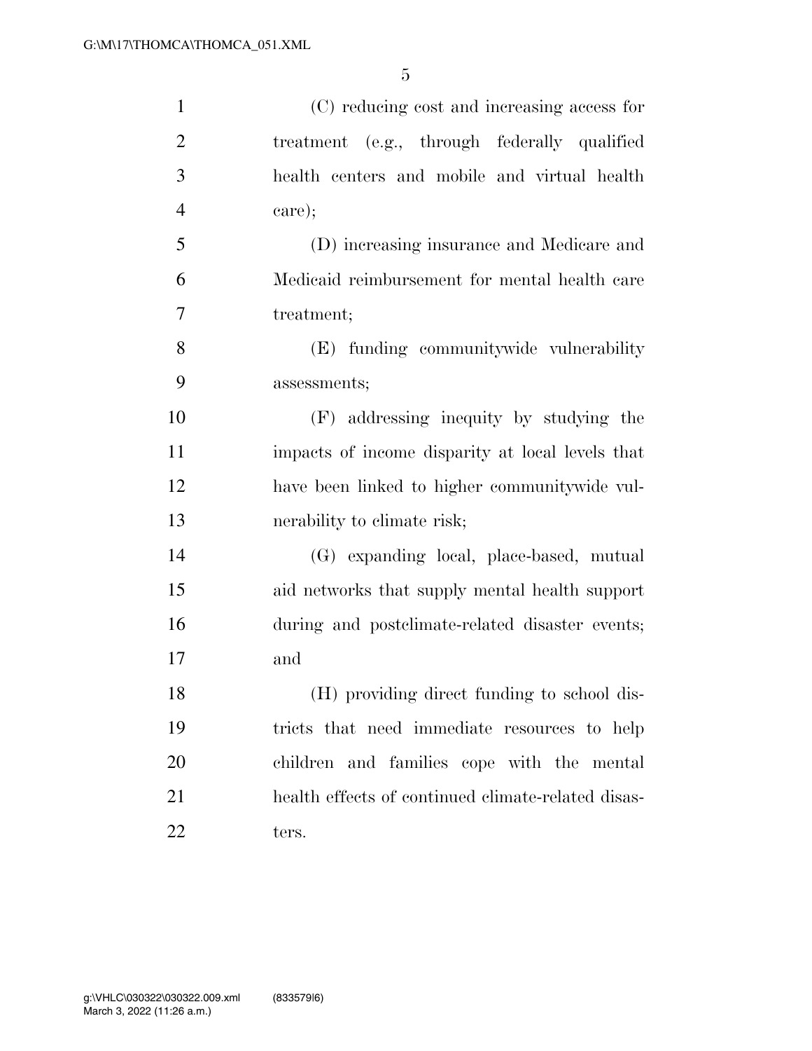(C) reducing cost and increasing access for treatment (e.g., through federally qualified health centers and mobile and virtual health care);

(D) increasing insurance and Medicare and Medicaid reimbursement for mental health care treatment;

(E) funding communitywide vulnerability assessments;

(F) addressing inequity by studying the impacts of income disparity at local levels that have been linked to higher communitywide vulnerability to climate risk;

(G) expanding local, place-based, mutual aid networks that supply mental health support during and postclimate-related disaster events; and

(H) providing direct funding to school districts that need immediate resources to help children and families cope with the mental health effects of continued climate-related disasters.